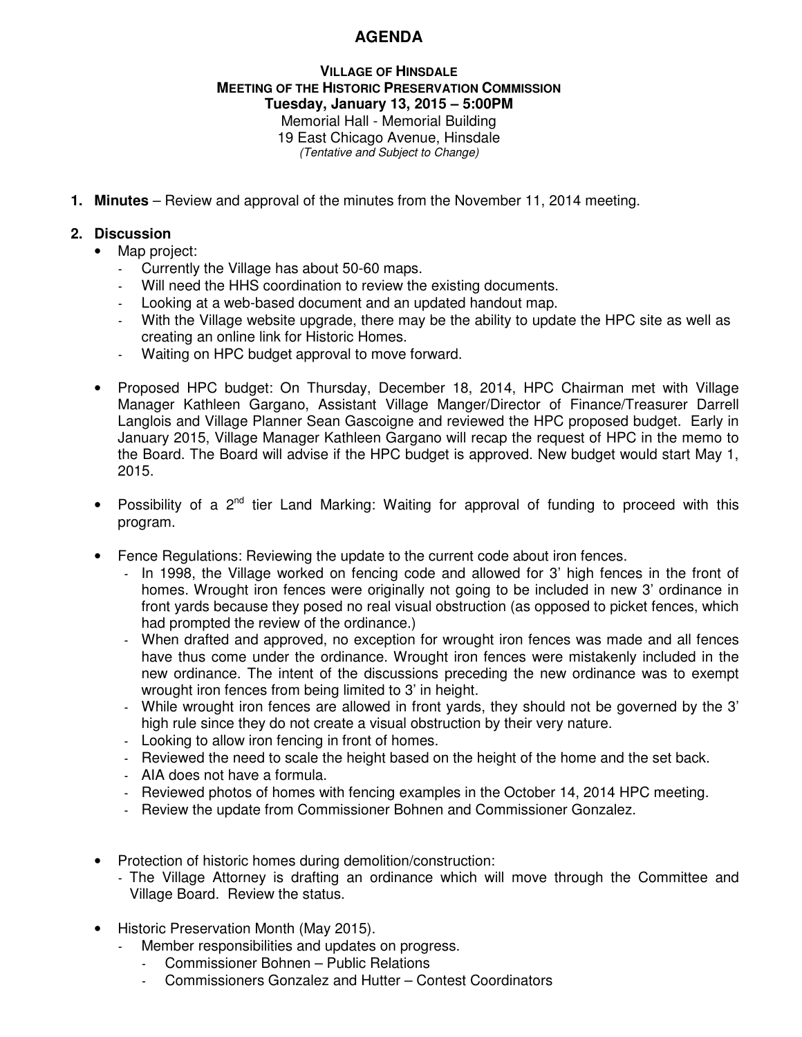# AGENDA

**VILLAGE OF HINSDALE**
**MEETING OF THE HISTORIC PRESERVATION COMMISSION**
**Tuesday, January 13, 2015 – 5:00PM**
Memorial Hall - Memorial Building
19 East Chicago Avenue, Hinsdale
*(Tentative and Subject to Change)*

**1. Minutes** – Review and approval of the minutes from the November 11, 2014 meeting.

**2. Discussion**

- Map project:
  - Currently the Village has about 50-60 maps.
  - Will need the HHS coordination to review the existing documents.
  - Looking at a web-based document and an updated handout map.
  - With the Village website upgrade, there may be the ability to update the HPC site as well as creating an online link for Historic Homes.
  - Waiting on HPC budget approval to move forward.

- Proposed HPC budget: On Thursday, December 18, 2014, HPC Chairman met with Village Manager Kathleen Gargano, Assistant Village Manger/Director of Finance/Treasurer Darrell Langlois and Village Planner Sean Gascoigne and reviewed the HPC proposed budget. Early in January 2015, Village Manager Kathleen Gargano will recap the request of HPC in the memo to the Board. The Board will advise if the HPC budget is approved. New budget would start May 1, 2015.

- Possibility of a 2nd tier Land Marking: Waiting for approval of funding to proceed with this program.

- Fence Regulations: Reviewing the update to the current code about iron fences.
  - In 1998, the Village worked on fencing code and allowed for 3' high fences in the front of homes. Wrought iron fences were originally not going to be included in new 3' ordinance in front yards because they posed no real visual obstruction (as opposed to picket fences, which had prompted the review of the ordinance.)
  - When drafted and approved, no exception for wrought iron fences was made and all fences have thus come under the ordinance. Wrought iron fences were mistakenly included in the new ordinance. The intent of the discussions preceding the new ordinance was to exempt wrought iron fences from being limited to 3' in height.
  - While wrought iron fences are allowed in front yards, they should not be governed by the 3' high rule since they do not create a visual obstruction by their very nature.
  - Looking to allow iron fencing in front of homes.
  - Reviewed the need to scale the height based on the height of the home and the set back.
  - AIA does not have a formula.
  - Reviewed photos of homes with fencing examples in the October 14, 2014 HPC meeting.
  - Review the update from Commissioner Bohnen and Commissioner Gonzalez.

- Protection of historic homes during demolition/construction:
  - The Village Attorney is drafting an ordinance which will move through the Committee and Village Board. Review the status.

- Historic Preservation Month (May 2015).
  - Member responsibilities and updates on progress.
    - Commissioner Bohnen – Public Relations
    - Commissioners Gonzalez and Hutter – Contest Coordinators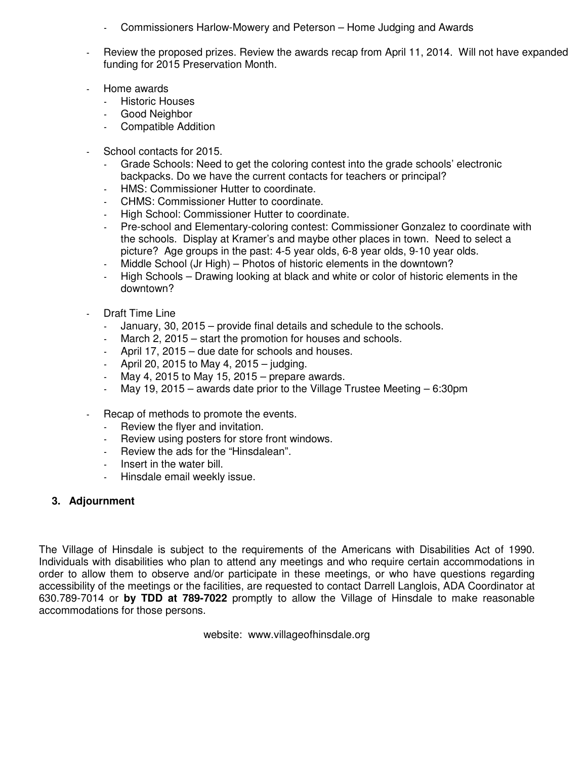- Commissioners Harlow-Mowery and Peterson – Home Judging and Awards

- Review the proposed prizes. Review the awards recap from April 11, 2014. Will not have expanded funding for 2015 Preservation Month.

- Home awards
  - Historic Houses
  - Good Neighbor
  - Compatible Addition

- School contacts for 2015.
  - Grade Schools: Need to get the coloring contest into the grade schools' electronic backpacks. Do we have the current contacts for teachers or principal?
  - HMS: Commissioner Hutter to coordinate.
  - CHMS: Commissioner Hutter to coordinate.
  - High School: Commissioner Hutter to coordinate.
  - Pre-school and Elementary-coloring contest: Commissioner Gonzalez to coordinate with the schools. Display at Kramer's and maybe other places in town. Need to select a picture? Age groups in the past: 4-5 year olds, 6-8 year olds, 9-10 year olds.
  - Middle School (Jr High) – Photos of historic elements in the downtown?
  - High Schools – Drawing looking at black and white or color of historic elements in the downtown?

- Draft Time Line
  - January, 30, 2015 – provide final details and schedule to the schools.
  - March 2, 2015 – start the promotion for houses and schools.
  - April 17, 2015 – due date for schools and houses.
  - April 20, 2015 to May 4, 2015 – judging.
  - May 4, 2015 to May 15, 2015 – prepare awards.
  - May 19, 2015 – awards date prior to the Village Trustee Meeting – 6:30pm

- Recap of methods to promote the events.
  - Review the flyer and invitation.
  - Review using posters for store front windows.
  - Review the ads for the "Hinsdalean".
  - Insert in the water bill.
  - Hinsdale email weekly issue.

**3. Adjournment**

The Village of Hinsdale is subject to the requirements of the Americans with Disabilities Act of 1990. Individuals with disabilities who plan to attend any meetings and who require certain accommodations in order to allow them to observe and/or participate in these meetings, or who have questions regarding accessibility of the meetings or the facilities, are requested to contact Darrell Langlois, ADA Coordinator at 630.789-7014 or **by TDD at 789-7022** promptly to allow the Village of Hinsdale to make reasonable accommodations for those persons.

website: www.villageofhinsdale.org